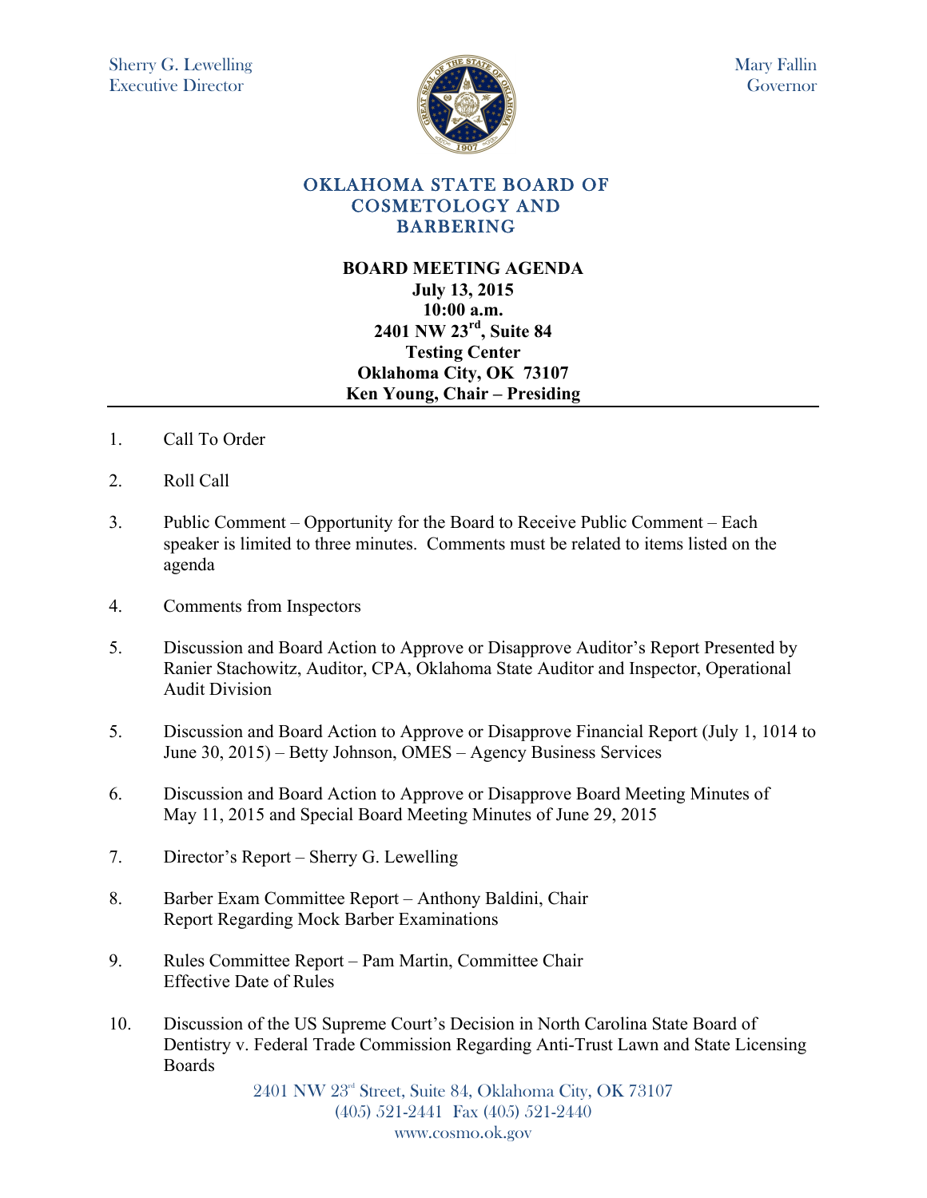Sherry G. Lewelling
Executive Director

Mary Fallin
Governor

# OKLAHOMA STATE BOARD OF COSMETOLOGY AND BARBERING

**BOARD MEETING AGENDA**
**July 13, 2015**
**10:00 a.m.**
**2401 NW 23rd, Suite 84**
**Testing Center**
**Oklahoma City, OK 73107**
**Ken Young, Chair – Presiding**

---

1. Call To Order

2. Roll Call

3. Public Comment – Opportunity for the Board to Receive Public Comment – Each speaker is limited to three minutes. Comments must be related to items listed on the agenda

4. Comments from Inspectors

5. Discussion and Board Action to Approve or Disapprove Auditor's Report Presented by Ranier Stachowitz, Auditor, CPA, Oklahoma State Auditor and Inspector, Operational Audit Division

5. Discussion and Board Action to Approve or Disapprove Financial Report (July 1, 1014 to June 30, 2015) – Betty Johnson, OMES – Agency Business Services

6. Discussion and Board Action to Approve or Disapprove Board Meeting Minutes of May 11, 2015 and Special Board Meeting Minutes of June 29, 2015

7. Director's Report – Sherry G. Lewelling

8. Barber Exam Committee Report – Anthony Baldini, Chair
   Report Regarding Mock Barber Examinations

9. Rules Committee Report – Pam Martin, Committee Chair
   Effective Date of Rules

10. Discussion of the US Supreme Court's Decision in North Carolina State Board of Dentistry v. Federal Trade Commission Regarding Anti-Trust Lawn and State Licensing Boards

2401 NW 23rd Street, Suite 84, Oklahoma City, OK 73107
(405) 521-2441 Fax (405) 521-2440
www.cosmo.ok.gov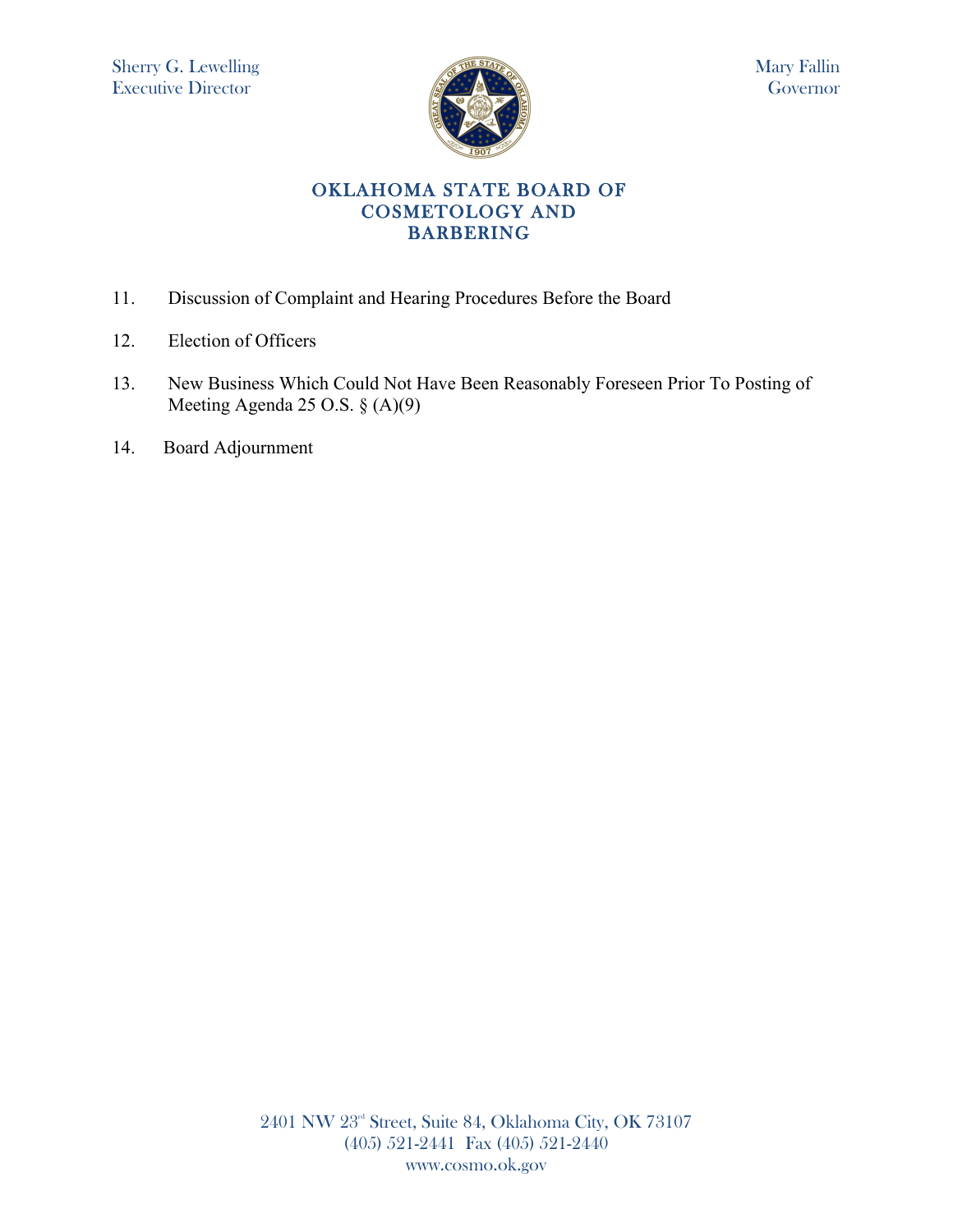Sherry G. Lewelling
Executive Director

Mary Fallin
Governor

# OKLAHOMA STATE BOARD OF COSMETOLOGY AND BARBERING

11. Discussion of Complaint and Hearing Procedures Before the Board

12. Election of Officers

13. New Business Which Could Not Have Been Reasonably Foreseen Prior To Posting of Meeting Agenda 25 O.S. § (A)(9)

14. Board Adjournment

2401 NW 23rd Street, Suite 84, Oklahoma City, OK 73107
(405) 521-2441 Fax (405) 521-2440
www.cosmo.ok.gov